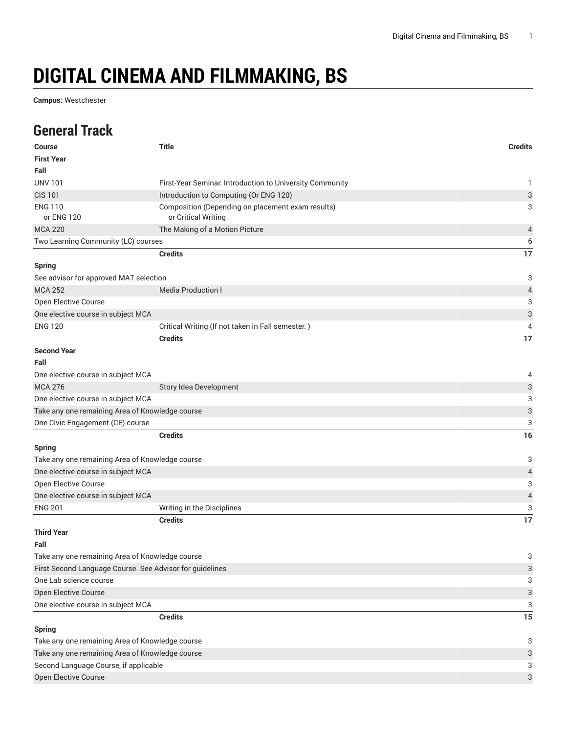# DIGITAL CINEMA AND FILMMAKING, BS

**Campus:** Westchester

## General Track

| Course | Title | Credits |
|---|---|---|
| **First Year** | | |
| **Fall** | | |
| UNV 101 | First-Year Seminar: Introduction to University Community | 1 |
| CIS 101 | Introduction to Computing (Or ENG 120) | 3 |
| ENG 110 or ENG 120 | Composition (Depending on placement exam results) or Critical Writing | 3 |
| MCA 220 | The Making of a Motion Picture | 4 |
| Two Learning Community (LC) courses | | 6 |
| | **Credits** | **17** |
| **Spring** | | |
| See advisor for approved MAT selection | | 3 |
| MCA 252 | Media Production I | 4 |
| Open Elective Course | | 3 |
| One elective course in subject MCA | | 3 |
| ENG 120 | Critical Writing (If not taken in Fall semester. ) | 4 |
| | **Credits** | **17** |
| **Second Year** | | |
| **Fall** | | |
| One elective course in subject MCA | | 4 |
| MCA 276 | Story Idea Development | 3 |
| One elective course in subject MCA | | 3 |
| Take any one remaining Area of Knowledge course | | 3 |
| One Civic Engagement (CE) course | | 3 |
| | **Credits** | **16** |
| **Spring** | | |
| Take any one remaining Area of Knowledge course | | 3 |
| One elective course in subject MCA | | 4 |
| Open Elective Course | | 3 |
| One elective course in subject MCA | | 4 |
| ENG 201 | Writing in the Disciplines | 3 |
| | **Credits** | **17** |
| **Third Year** | | |
| **Fall** | | |
| Take any one remaining Area of Knowledge course | | 3 |
| First Second Language Course. See Advisor for guidelines | | 3 |
| One Lab science course | | 3 |
| Open Elective Course | | 3 |
| One elective course in subject MCA | | 3 |
| | **Credits** | **15** |
| **Spring** | | |
| Take any one remaining Area of Knowledge course | | 3 |
| Take any one remaining Area of Knowledge course | | 3 |
| Second Language Course, if applicable | | 3 |
| Open Elective Course | | 3 |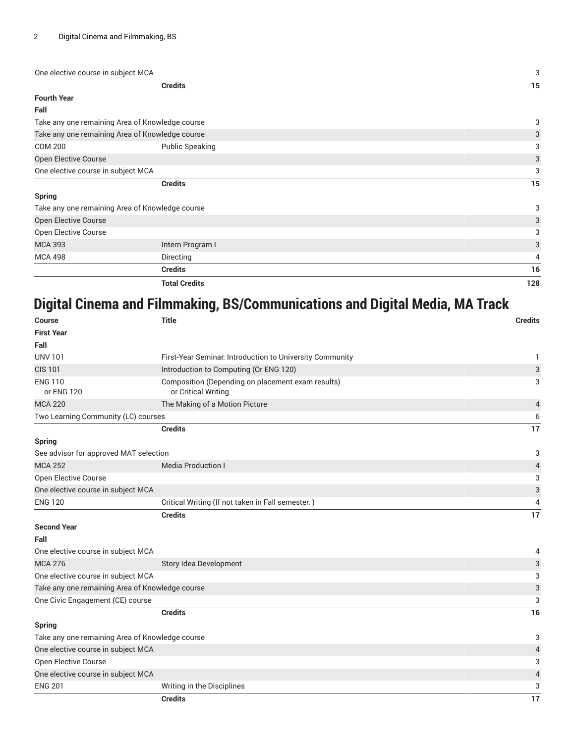| | | |
|---|---|---|
| One elective course in subject MCA | | 3 |
| | **Credits** | **15** |
| **Fourth Year** | | |
| **Fall** | | |
| Take any one remaining Area of Knowledge course | | 3 |
| Take any one remaining Area of Knowledge course | | 3 |
| COM 200 | Public Speaking | 3 |
| Open Elective Course | | 3 |
| One elective course in subject MCA | | 3 |
| | **Credits** | **15** |
| **Spring** | | |
| Take any one remaining Area of Knowledge course | | 3 |
| Open Elective Course | | 3 |
| Open Elective Course | | 3 |
| MCA 393 | Intern Program I | 3 |
| MCA 498 | Directing | 4 |
| | **Credits** | **16** |
| | **Total Credits** | **128** |

## Digital Cinema and Filmmaking, BS/Communications and Digital Media, MA Track

| Course | Title | Credits |
|---|---|---|
| **First Year** | | |
| **Fall** | | |
| UNV 101 | First-Year Seminar: Introduction to University Community | 1 |
| CIS 101 | Introduction to Computing (Or ENG 120) | 3 |
| ENG 110 or ENG 120 | Composition (Depending on placement exam results) or Critical Writing | 3 |
| MCA 220 | The Making of a Motion Picture | 4 |
| Two Learning Community (LC) courses | | 6 |
| | **Credits** | **17** |
| **Spring** | | |
| See advisor for approved MAT selection | | 3 |
| MCA 252 | Media Production I | 4 |
| Open Elective Course | | 3 |
| One elective course in subject MCA | | 3 |
| ENG 120 | Critical Writing (If not taken in Fall semester. ) | 4 |
| | **Credits** | **17** |
| **Second Year** | | |
| **Fall** | | |
| One elective course in subject MCA | | 4 |
| MCA 276 | Story Idea Development | 3 |
| One elective course in subject MCA | | 3 |
| Take any one remaining Area of Knowledge course | | 3 |
| One Civic Engagement (CE) course | | 3 |
| | **Credits** | **16** |
| **Spring** | | |
| Take any one remaining Area of Knowledge course | | 3 |
| One elective course in subject MCA | | 4 |
| Open Elective Course | | 3 |
| One elective course in subject MCA | | 4 |
| ENG 201 | Writing in the Disciplines | 3 |
| | **Credits** | **17** |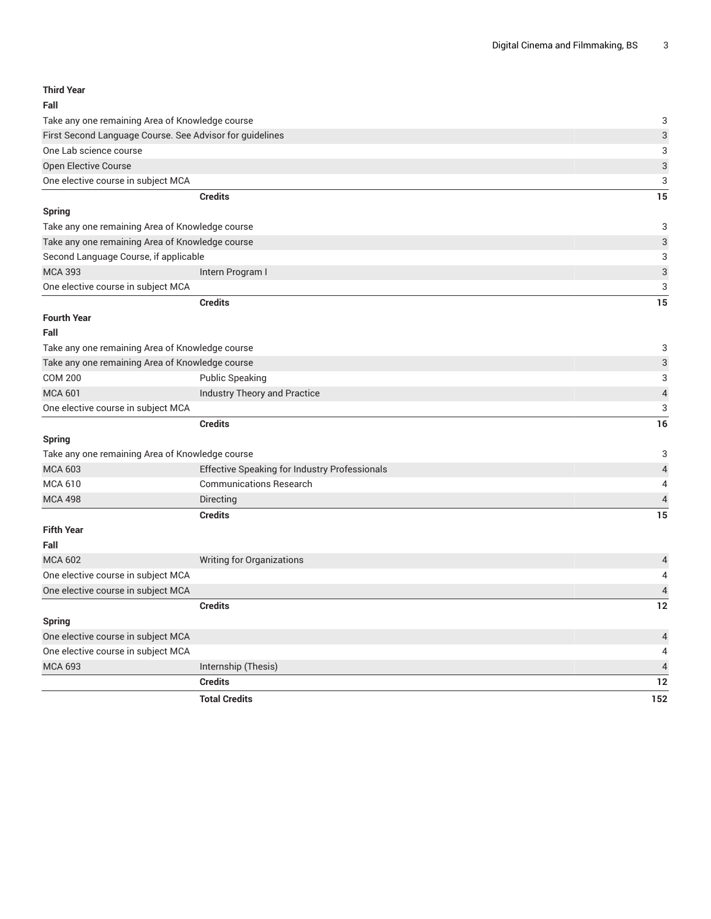| | | |
|---|---|---|
| **Third Year** | | |
| **Fall** | | |
| Take any one remaining Area of Knowledge course | | 3 |
| First Second Language Course. See Advisor for guidelines | | 3 |
| One Lab science course | | 3 |
| Open Elective Course | | 3 |
| One elective course in subject MCA | | 3 |
| | **Credits** | **15** |
| **Spring** | | |
| Take any one remaining Area of Knowledge course | | 3 |
| Take any one remaining Area of Knowledge course | | 3 |
| Second Language Course, if applicable | | 3 |
| MCA 393 | Intern Program I | 3 |
| One elective course in subject MCA | | 3 |
| | **Credits** | **15** |
| **Fourth Year** | | |
| **Fall** | | |
| Take any one remaining Area of Knowledge course | | 3 |
| Take any one remaining Area of Knowledge course | | 3 |
| COM 200 | Public Speaking | 3 |
| MCA 601 | Industry Theory and Practice | 4 |
| One elective course in subject MCA | | 3 |
| | **Credits** | **16** |
| **Spring** | | |
| Take any one remaining Area of Knowledge course | | 3 |
| MCA 603 | Effective Speaking for Industry Professionals | 4 |
| MCA 610 | Communications Research | 4 |
| MCA 498 | Directing | 4 |
| | **Credits** | **15** |
| **Fifth Year** | | |
| **Fall** | | |
| MCA 602 | Writing for Organizations | 4 |
| One elective course in subject MCA | | 4 |
| One elective course in subject MCA | | 4 |
| | **Credits** | **12** |
| **Spring** | | |
| One elective course in subject MCA | | 4 |
| One elective course in subject MCA | | 4 |
| MCA 693 | Internship (Thesis) | 4 |
| | **Credits** | **12** |
| | **Total Credits** | **152** |